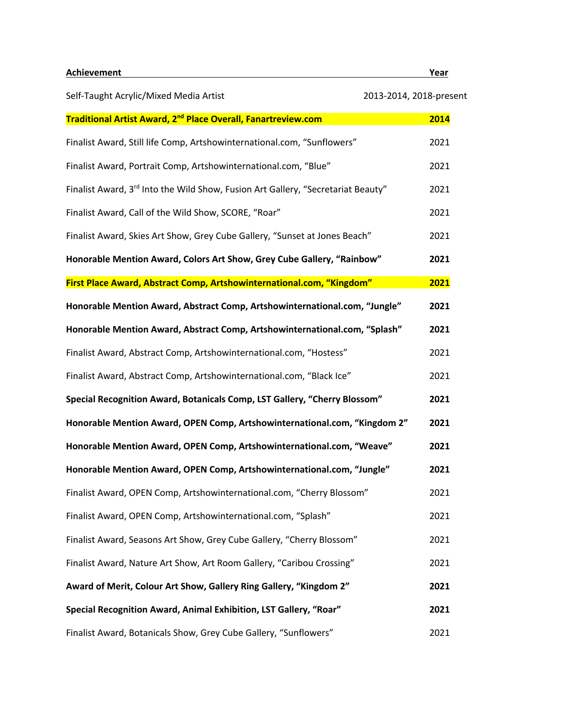| Achievement | Year |
|---|---|
| Self-Taught Acrylic/Mixed Media Artist | 2013-2014, 2018-present |
| **Traditional Artist Award, 2nd Place Overall, Fanartreview.com** | **2014** |
| Finalist Award, Still life Comp, Artshowinternational.com, "Sunflowers" | 2021 |
| Finalist Award, Portrait Comp, Artshowinternational.com, "Blue" | 2021 |
| Finalist Award, 3rd Into the Wild Show, Fusion Art Gallery, "Secretariat Beauty" | 2021 |
| Finalist Award, Call of the Wild Show, SCORE, "Roar" | 2021 |
| Finalist Award, Skies Art Show, Grey Cube Gallery, "Sunset at Jones Beach" | 2021 |
| **Honorable Mention Award, Colors Art Show, Grey Cube Gallery, "Rainbow"** | **2021** |
| **First Place Award, Abstract Comp, Artshowinternational.com, "Kingdom"** | **2021** |
| **Honorable Mention Award, Abstract Comp, Artshowinternational.com, "Jungle"** | **2021** |
| **Honorable Mention Award, Abstract Comp, Artshowinternational.com, "Splash"** | **2021** |
| Finalist Award, Abstract Comp, Artshowinternational.com, "Hostess" | 2021 |
| Finalist Award, Abstract Comp, Artshowinternational.com, "Black Ice" | 2021 |
| **Special Recognition Award, Botanicals Comp, LST Gallery, "Cherry Blossom"** | **2021** |
| **Honorable Mention Award, OPEN Comp, Artshowinternational.com, "Kingdom 2"** | **2021** |
| **Honorable Mention Award, OPEN Comp, Artshowinternational.com, "Weave"** | **2021** |
| **Honorable Mention Award, OPEN Comp, Artshowinternational.com, "Jungle"** | **2021** |
| Finalist Award, OPEN Comp, Artshowinternational.com, "Cherry Blossom" | 2021 |
| Finalist Award, OPEN Comp, Artshowinternational.com, "Splash" | 2021 |
| Finalist Award, Seasons Art Show, Grey Cube Gallery, "Cherry Blossom" | 2021 |
| Finalist Award, Nature Art Show, Art Room Gallery, "Caribou Crossing" | 2021 |
| **Award of Merit, Colour Art Show, Gallery Ring Gallery, "Kingdom 2"** | **2021** |
| **Special Recognition Award, Animal Exhibition, LST Gallery, "Roar"** | **2021** |
| Finalist Award, Botanicals Show, Grey Cube Gallery, "Sunflowers" | 2021 |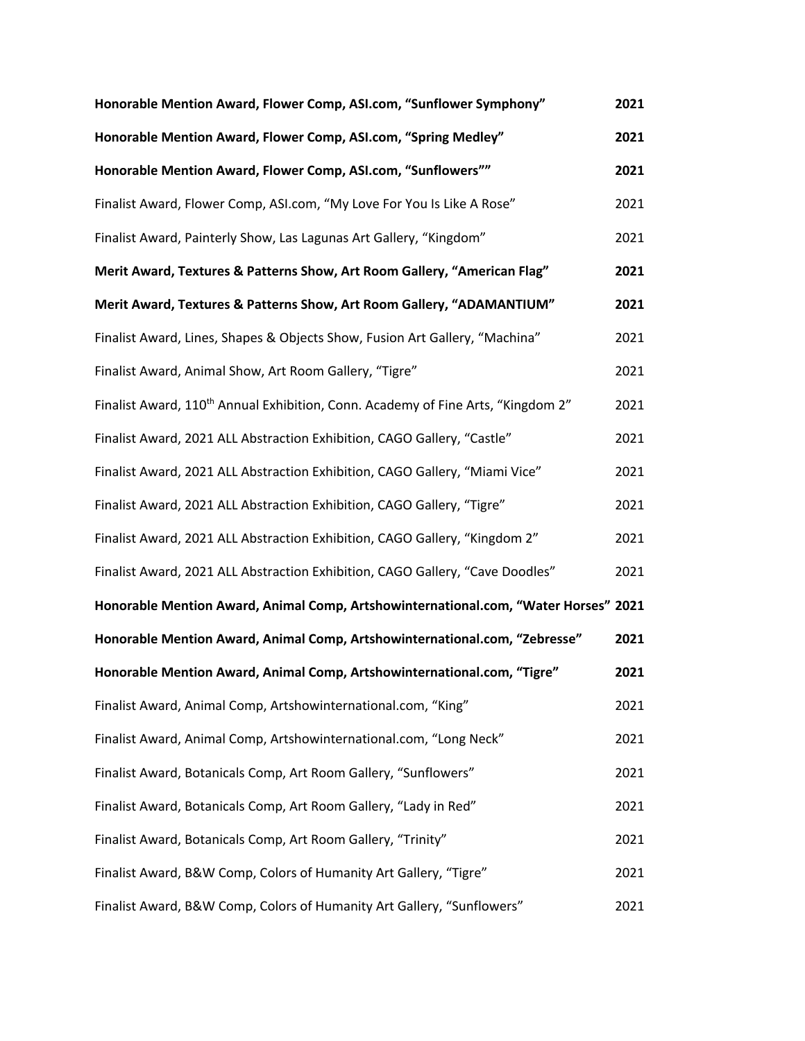**Honorable Mention Award, Flower Comp, ASI.com, "Sunflower Symphony" 2021**

**Honorable Mention Award, Flower Comp, ASI.com, "Spring Medley" 2021**

**Honorable Mention Award, Flower Comp, ASI.com, "Sunflowers"" 2021**

Finalist Award, Flower Comp, ASI.com, "My Love For You Is Like A Rose" 2021

Finalist Award, Painterly Show, Las Lagunas Art Gallery, "Kingdom" 2021

**Merit Award, Textures & Patterns Show, Art Room Gallery, "American Flag" 2021**

**Merit Award, Textures & Patterns Show, Art Room Gallery, "ADAMANTIUM" 2021**

Finalist Award, Lines, Shapes & Objects Show, Fusion Art Gallery, "Machina" 2021

Finalist Award, Animal Show, Art Room Gallery, "Tigre" 2021

Finalist Award, 110th Annual Exhibition, Conn. Academy of Fine Arts, "Kingdom 2" 2021

Finalist Award, 2021 ALL Abstraction Exhibition, CAGO Gallery, "Castle" 2021

Finalist Award, 2021 ALL Abstraction Exhibition, CAGO Gallery, "Miami Vice" 2021

Finalist Award, 2021 ALL Abstraction Exhibition, CAGO Gallery, "Tigre" 2021

Finalist Award, 2021 ALL Abstraction Exhibition, CAGO Gallery, "Kingdom 2" 2021

Finalist Award, 2021 ALL Abstraction Exhibition, CAGO Gallery, "Cave Doodles" 2021

**Honorable Mention Award, Animal Comp, Artshowinternational.com, "Water Horses" 2021**

**Honorable Mention Award, Animal Comp, Artshowinternational.com, "Zebresse" 2021**

**Honorable Mention Award, Animal Comp, Artshowinternational.com, "Tigre" 2021**

Finalist Award, Animal Comp, Artshowinternational.com, "King" 2021

Finalist Award, Animal Comp, Artshowinternational.com, "Long Neck" 2021

Finalist Award, Botanicals Comp, Art Room Gallery, "Sunflowers" 2021

Finalist Award, Botanicals Comp, Art Room Gallery, "Lady in Red" 2021

Finalist Award, Botanicals Comp, Art Room Gallery, "Trinity" 2021

Finalist Award, B&W Comp, Colors of Humanity Art Gallery, "Tigre" 2021

Finalist Award, B&W Comp, Colors of Humanity Art Gallery, "Sunflowers" 2021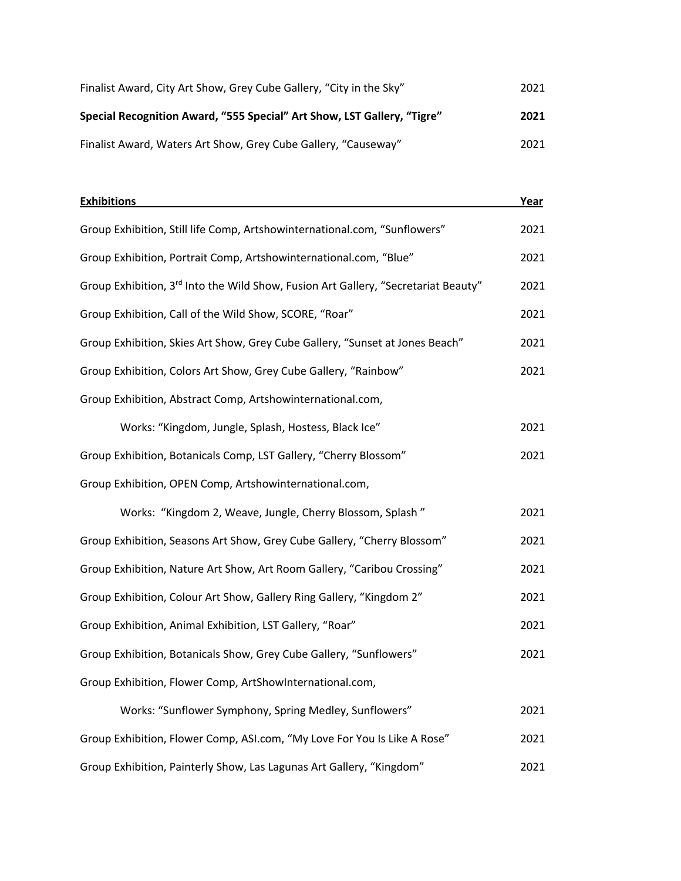| | |
|---|---|
| Finalist Award, City Art Show, Grey Cube Gallery, “City in the Sky” | 2021 |
| **Special Recognition Award, “555 Special” Art Show, LST Gallery, “Tigre”** | **2021** |
| Finalist Award, Waters Art Show, Grey Cube Gallery, “Causeway” | 2021 |

| **Exhibitions** | **Year** |
|---|---|
| Group Exhibition, Still life Comp, Artshowinternational.com, “Sunflowers” | 2021 |
| Group Exhibition, Portrait Comp, Artshowinternational.com, “Blue” | 2021 |
| Group Exhibition, 3rd Into the Wild Show, Fusion Art Gallery, “Secretariat Beauty” | 2021 |
| Group Exhibition, Call of the Wild Show, SCORE, “Roar” | 2021 |
| Group Exhibition, Skies Art Show, Grey Cube Gallery, “Sunset at Jones Beach” | 2021 |
| Group Exhibition, Colors Art Show, Grey Cube Gallery, “Rainbow” | 2021 |
| Group Exhibition, Abstract Comp, Artshowinternational.com, Works: “Kingdom, Jungle, Splash, Hostess, Black Ice” | 2021 |
| Group Exhibition, Botanicals Comp, LST Gallery, “Cherry Blossom” | 2021 |
| Group Exhibition, OPEN Comp, Artshowinternational.com, Works: “Kingdom 2, Weave, Jungle, Cherry Blossom, Splash ” | 2021 |
| Group Exhibition, Seasons Art Show, Grey Cube Gallery, “Cherry Blossom” | 2021 |
| Group Exhibition, Nature Art Show, Art Room Gallery, “Caribou Crossing” | 2021 |
| Group Exhibition, Colour Art Show, Gallery Ring Gallery, “Kingdom 2” | 2021 |
| Group Exhibition, Animal Exhibition, LST Gallery, “Roar” | 2021 |
| Group Exhibition, Botanicals Show, Grey Cube Gallery, “Sunflowers” | 2021 |
| Group Exhibition, Flower Comp, ArtShowInternational.com, Works: “Sunflower Symphony, Spring Medley, Sunflowers” | 2021 |
| Group Exhibition, Flower Comp, ASI.com, “My Love For You Is Like A Rose” | 2021 |
| Group Exhibition, Painterly Show, Las Lagunas Art Gallery, “Kingdom” | 2021 |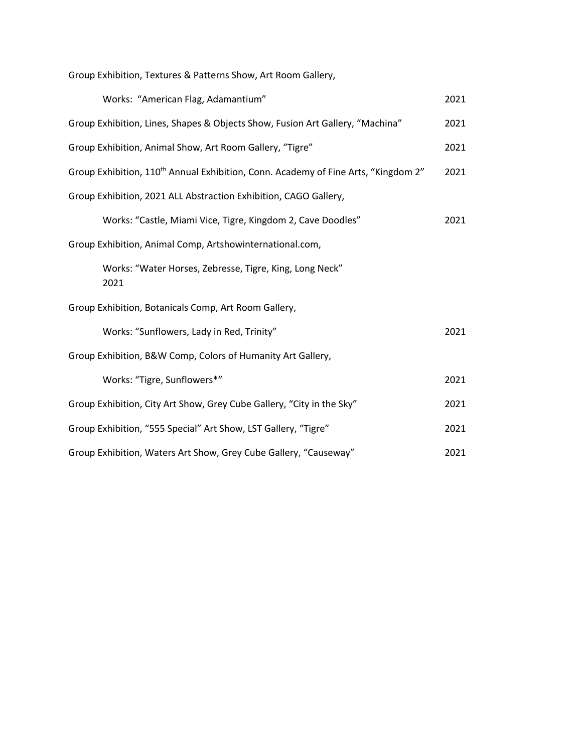Group Exhibition, Textures & Patterns Show, Art Room Gallery,

Works: "American Flag, Adamantium" 2021

Group Exhibition, Lines, Shapes & Objects Show, Fusion Art Gallery, "Machina" 2021

Group Exhibition, Animal Show, Art Room Gallery, "Tigre" 2021

Group Exhibition, 110th Annual Exhibition, Conn. Academy of Fine Arts, "Kingdom 2" 2021

Group Exhibition, 2021 ALL Abstraction Exhibition, CAGO Gallery,

Works: "Castle, Miami Vice, Tigre, Kingdom 2, Cave Doodles" 2021

Group Exhibition, Animal Comp, Artshowinternational.com,

Works: "Water Horses, Zebresse, Tigre, King, Long Neck" 2021

Group Exhibition, Botanicals Comp, Art Room Gallery,

Works: "Sunflowers, Lady in Red, Trinity" 2021

Group Exhibition, B&W Comp, Colors of Humanity Art Gallery,

Works: "Tigre, Sunflowers*" 2021

Group Exhibition, City Art Show, Grey Cube Gallery, "City in the Sky" 2021

Group Exhibition, "555 Special" Art Show, LST Gallery, "Tigre" 2021

Group Exhibition, Waters Art Show, Grey Cube Gallery, "Causeway" 2021